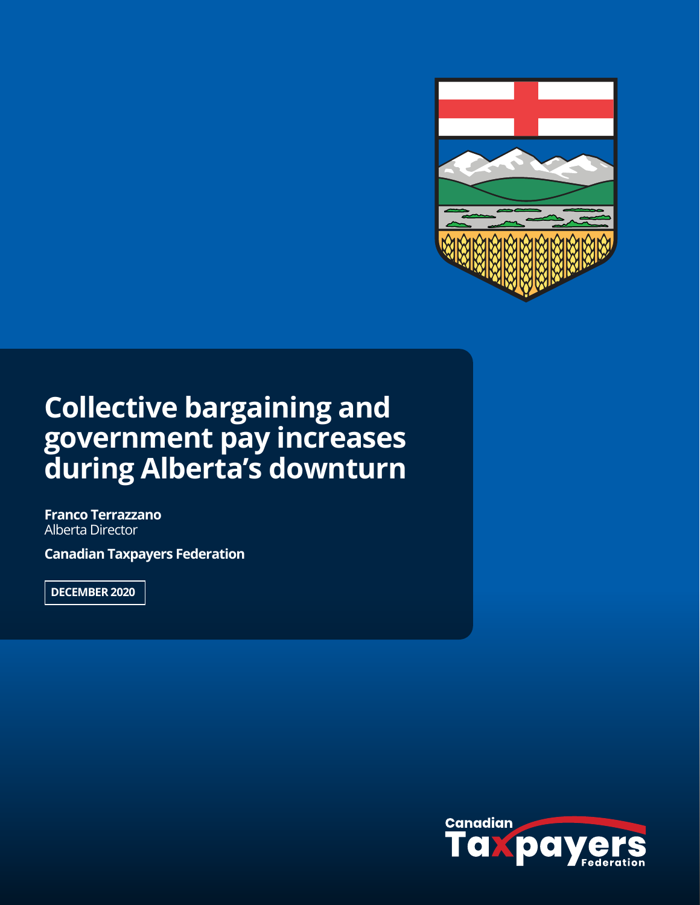# Collective bargaining and government pay increases during Alberta's downturn

**Franco Terrazzano**
Alberta Director

**Canadian Taxpayers Federation**

**DECEMBER 2020**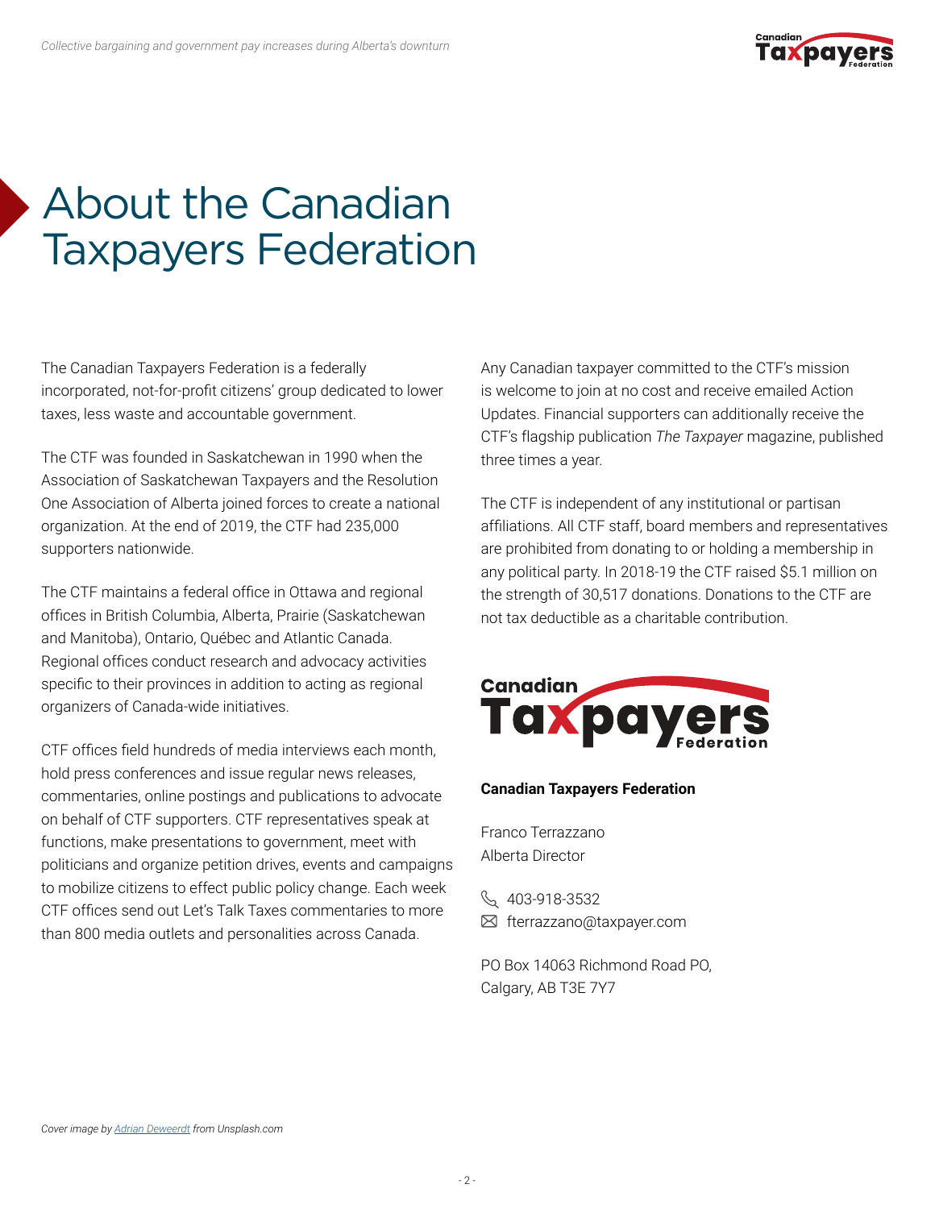# About the Canadian Taxpayers Federation

The Canadian Taxpayers Federation is a federally incorporated, not-for-profit citizens' group dedicated to lower taxes, less waste and accountable government.

The CTF was founded in Saskatchewan in 1990 when the Association of Saskatchewan Taxpayers and the Resolution One Association of Alberta joined forces to create a national organization. At the end of 2019, the CTF had 235,000 supporters nationwide.

The CTF maintains a federal office in Ottawa and regional offices in British Columbia, Alberta, Prairie (Saskatchewan and Manitoba), Ontario, Québec and Atlantic Canada. Regional offices conduct research and advocacy activities specific to their provinces in addition to acting as regional organizers of Canada-wide initiatives.

CTF offices field hundreds of media interviews each month, hold press conferences and issue regular news releases, commentaries, online postings and publications to advocate on behalf of CTF supporters. CTF representatives speak at functions, make presentations to government, meet with politicians and organize petition drives, events and campaigns to mobilize citizens to effect public policy change. Each week CTF offices send out Let's Talk Taxes commentaries to more than 800 media outlets and personalities across Canada.

Any Canadian taxpayer committed to the CTF's mission is welcome to join at no cost and receive emailed Action Updates. Financial supporters can additionally receive the CTF's flagship publication *The Taxpayer* magazine, published three times a year.

The CTF is independent of any institutional or partisan affiliations. All CTF staff, board members and representatives are prohibited from donating to or holding a membership in any political party. In 2018-19 the CTF raised $5.1 million on the strength of 30,517 donations. Donations to the CTF are not tax deductible as a charitable contribution.

**Canadian Taxpayers Federation**

Franco Terrazzano
Alberta Director

403-918-3532
fterrazzano@taxpayer.com

PO Box 14063 Richmond Road PO,
Calgary, AB T3E 7Y7

*Cover image by Adrian Deweerdt from Unsplash.com*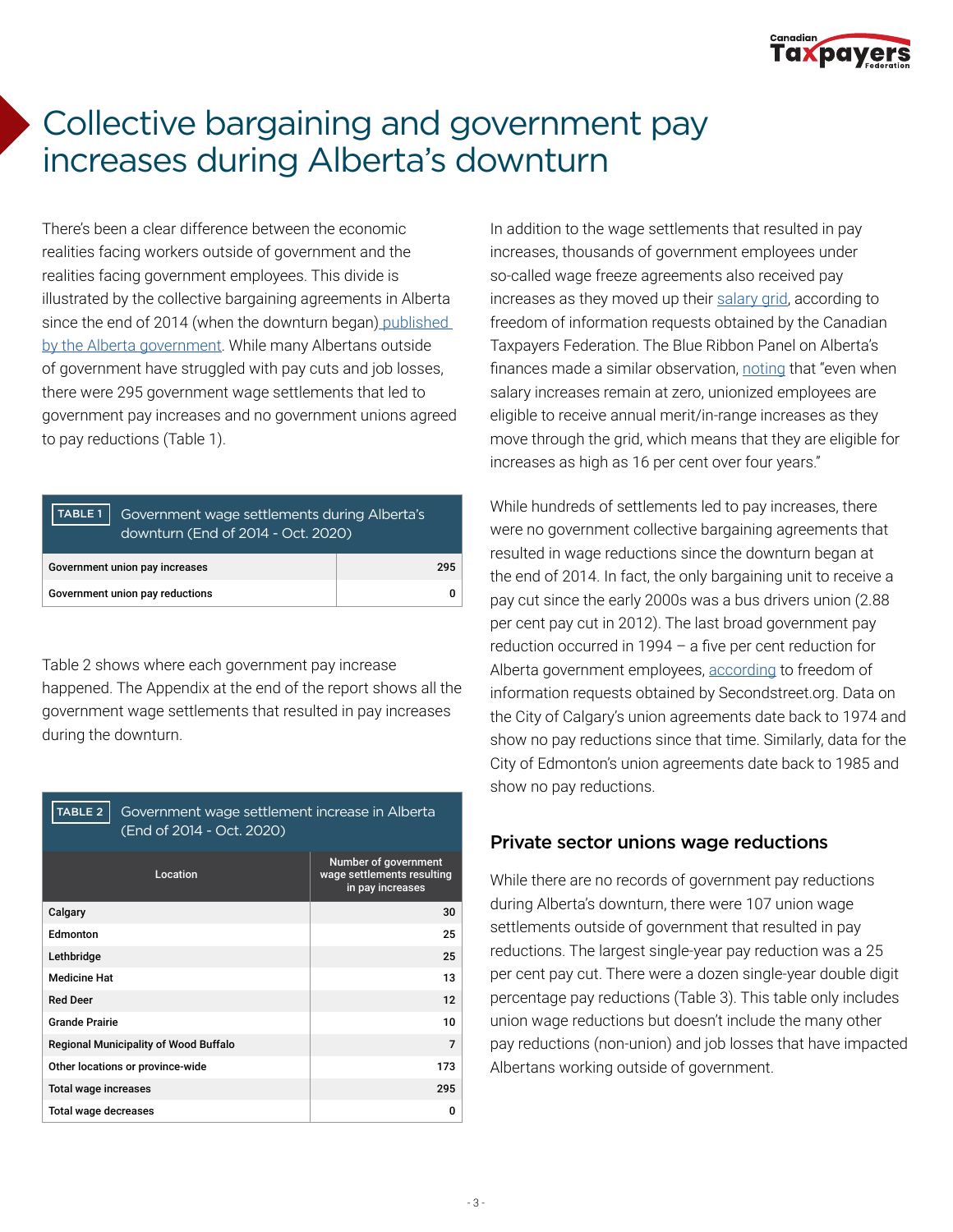# Collective bargaining and government pay increases during Alberta's downturn

There's been a clear difference between the economic realities facing workers outside of government and the realities facing government employees. This divide is illustrated by the collective bargaining agreements in Alberta since the end of 2014 (when the downturn began) published by the Alberta government. While many Albertans outside of government have struggled with pay cuts and job losses, there were 295 government wage settlements that led to government pay increases and no government unions agreed to pay reductions (Table 1).

**TABLE 1** Government wage settlements during Alberta's downturn (End of 2014 - Oct. 2020)

| | |
|---|---|
| Government union pay increases | 295 |
| Government union pay reductions | 0 |

Table 2 shows where each government pay increase happened. The Appendix at the end of the report shows all the government wage settlements that resulted in pay increases during the downturn.

**TABLE 2** Government wage settlement increase in Alberta (End of 2014 - Oct. 2020)

| Location | Number of government wage settlements resulting in pay increases |
|---|---|
| Calgary | 30 |
| Edmonton | 25 |
| Lethbridge | 25 |
| Medicine Hat | 13 |
| Red Deer | 12 |
| Grande Prairie | 10 |
| Regional Municipality of Wood Buffalo | 7 |
| Other locations or province-wide | 173 |
| Total wage increases | 295 |
| Total wage decreases | 0 |

In addition to the wage settlements that resulted in pay increases, thousands of government employees under so-called wage freeze agreements also received pay increases as they moved up their salary grid, according to freedom of information requests obtained by the Canadian Taxpayers Federation. The Blue Ribbon Panel on Alberta's finances made a similar observation, noting that "even when salary increases remain at zero, unionized employees are eligible to receive annual merit/in-range increases as they move through the grid, which means that they are eligible for increases as high as 16 per cent over four years."

While hundreds of settlements led to pay increases, there were no government collective bargaining agreements that resulted in wage reductions since the downturn began at the end of 2014. In fact, the only bargaining unit to receive a pay cut since the early 2000s was a bus drivers union (2.88 per cent pay cut in 2012). The last broad government pay reduction occurred in 1994 – a five per cent reduction for Alberta government employees, according to freedom of information requests obtained by Secondstreet.org. Data on the City of Calgary's union agreements date back to 1974 and show no pay reductions since that time. Similarly, data for the City of Edmonton's union agreements date back to 1985 and show no pay reductions.

## Private sector unions wage reductions

While there are no records of government pay reductions during Alberta's downturn, there were 107 union wage settlements outside of government that resulted in pay reductions. The largest single-year pay reduction was a 25 per cent pay cut. There were a dozen single-year double digit percentage pay reductions (Table 3). This table only includes union wage reductions but doesn't include the many other pay reductions (non-union) and job losses that have impacted Albertans working outside of government.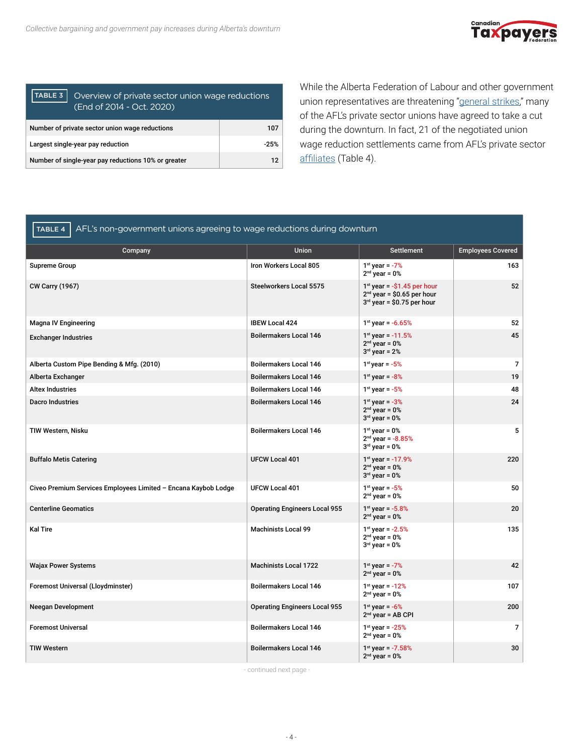**TABLE 3** Overview of private sector union wage reductions (End of 2014 - Oct. 2020)

| Item | Value |
|---|---|
| Number of private sector union wage reductions | 107 |
| Largest single-year pay reduction | -25% |
| Number of single-year pay reductions 10% or greater | 12 |

While the Alberta Federation of Labour and other government union representatives are threatening "general strikes," many of the AFL's private sector unions have agreed to take a cut during the downturn. In fact, 21 of the negotiated union wage reduction settlements came from AFL's private sector affiliates (Table 4).

**TABLE 4** AFL's non-government unions agreeing to wage reductions during downturn

| Company | Union | Settlement | Employees Covered |
|---|---|---|---|
| Supreme Group | Iron Workers Local 805 | 1st year = -7%<br>2nd year = 0% | 163 |
| CW Carry (1967) | Steelworkers Local 5575 | 1st year = -$1.45 per hour<br>2nd year = $0.65 per hour<br>3rd year = $0.75 per hour | 52 |
| Magna IV Engineering | IBEW Local 424 | 1st year = -6.65% | 52 |
| Exchanger Industries | Boilermakers Local 146 | 1st year = -11.5%<br>2nd year = 0%<br>3rd year = 2% | 45 |
| Alberta Custom Pipe Bending & Mfg. (2010) | Boilermakers Local 146 | 1st year = -5% | 7 |
| Alberta Exchanger | Boilermakers Local 146 | 1st year = -8% | 19 |
| Altex Industries | Boilermakers Local 146 | 1st year = -5% | 48 |
| Dacro Industries | Boilermakers Local 146 | 1st year = -3%<br>2nd year = 0%<br>3rd year = 0% | 24 |
| TIW Western, Nisku | Boilermakers Local 146 | 1st year = 0%<br>2nd year = -8.85%<br>3rd year = 0% | 5 |
| Buffalo Metis Catering | UFCW Local 401 | 1st year = -17.9%<br>2nd year = 0%<br>3rd year = 0% | 220 |
| Civeo Premium Services Employees Limited – Encana Kaybob Lodge | UFCW Local 401 | 1st year = -5%<br>2nd year = 0% | 50 |
| Centerline Geomatics | Operating Engineers Local 955 | 1st year = -5.8%<br>2nd year = 0% | 20 |
| Kal Tire | Machinists Local 99 | 1st year = -2.5%<br>2nd year = 0%<br>3rd year = 0% | 135 |
| Wajax Power Systems | Machinists Local 1722 | 1st year = -7%<br>2nd year = 0% | 42 |
| Foremost Universal (Lloydminster) | Boilermakers Local 146 | 1st year = -12%<br>2nd year = 0% | 107 |
| Neegan Development | Operating Engineers Local 955 | 1st year = -6%<br>2nd year = AB CPI | 200 |
| Foremost Universal | Boilermakers Local 146 | 1st year = -25%<br>2nd year = 0% | 7 |
| TIW Western | Boilermakers Local 146 | 1st year = -7.58%<br>2nd year = 0% | 30 |

- continued next page -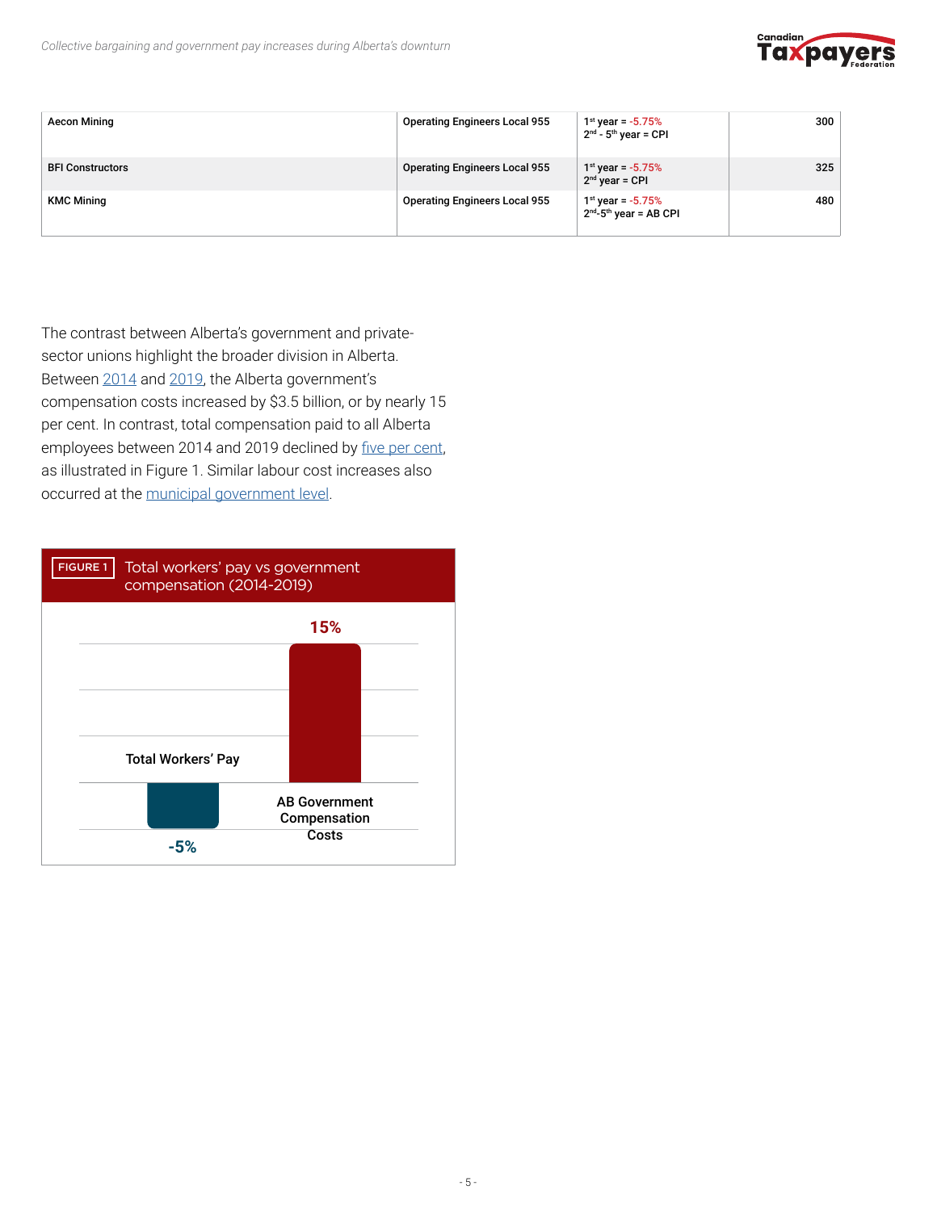| Aecon Mining | Operating Engineers Local 955 | 1st year = -5.75%<br>2nd - 5th year = CPI | 300 |
|---|---|---|---|
| BFI Constructors | Operating Engineers Local 955 | 1st year = -5.75%<br>2nd year = CPI | 325 |
| KMC Mining | Operating Engineers Local 955 | 1st year = -5.75%<br>2nd-5th year = AB CPI | 480 |

The contrast between Alberta's government and private-sector unions highlight the broader division in Alberta. Between 2014 and 2019, the Alberta government's compensation costs increased by $3.5 billion, or by nearly 15 per cent. In contrast, total compensation paid to all Alberta employees between 2014 and 2019 declined by five per cent, as illustrated in Figure 1. Similar labour cost increases also occurred at the municipal government level.

**FIGURE 1** Total workers' pay vs government compensation (2014-2019)

| | Change |
|---|---|
| Total Workers' Pay | -5% |
| AB Government Compensation Costs | 15% |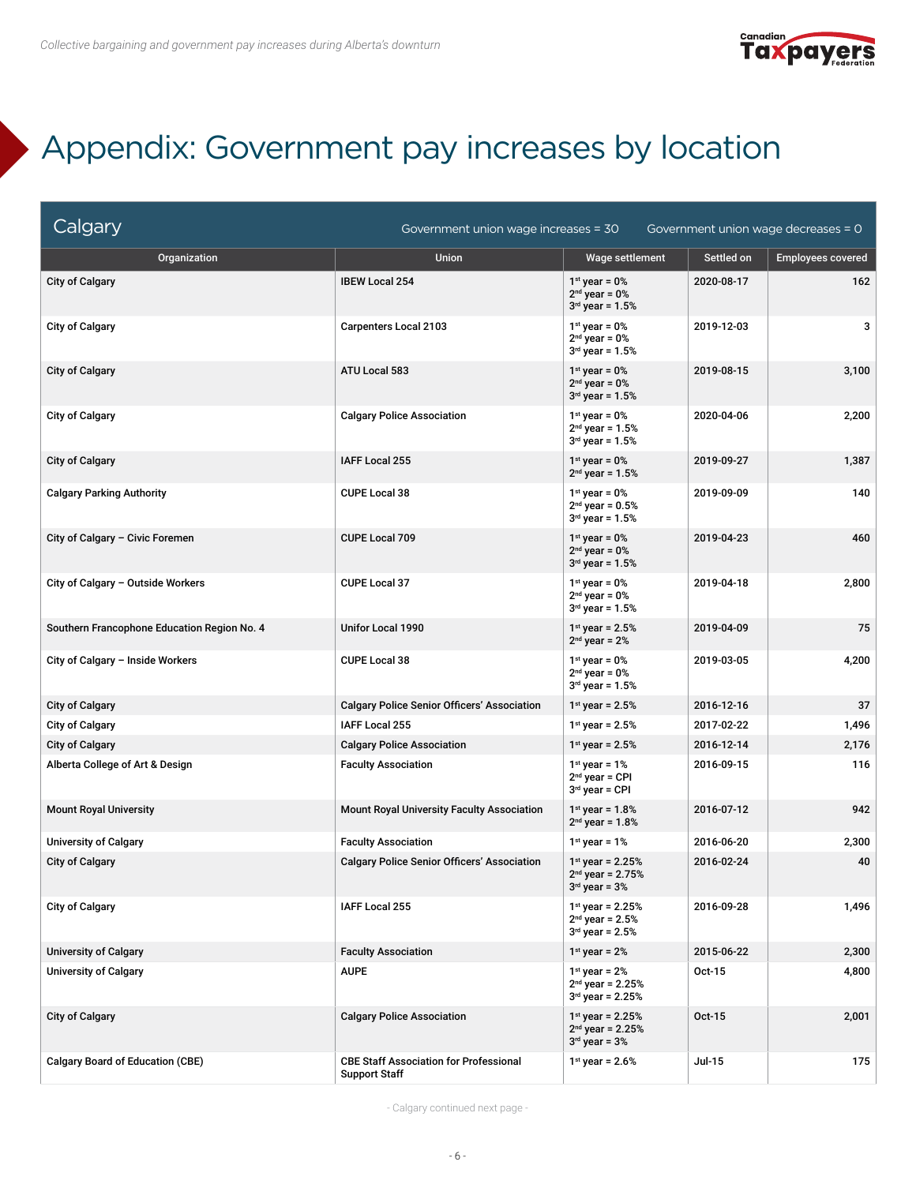# Appendix: Government pay increases by location

## Calgary

Government union wage increases = 30 Government union wage decreases = 0

| Organization | Union | Wage settlement | Settled on | Employees covered |
|---|---|---|---|---|
| City of Calgary | IBEW Local 254 | 1st year = 0%<br>2nd year = 0%<br>3rd year = 1.5% | 2020-08-17 | 162 |
| City of Calgary | Carpenters Local 2103 | 1st year = 0%<br>2nd year = 0%<br>3rd year = 1.5% | 2019-12-03 | 3 |
| City of Calgary | ATU Local 583 | 1st year = 0%<br>2nd year = 0%<br>3rd year = 1.5% | 2019-08-15 | 3,100 |
| City of Calgary | Calgary Police Association | 1st year = 0%<br>2nd year = 1.5%<br>3rd year = 1.5% | 2020-04-06 | 2,200 |
| City of Calgary | IAFF Local 255 | 1st year = 0%<br>2nd year = 1.5% | 2019-09-27 | 1,387 |
| Calgary Parking Authority | CUPE Local 38 | 1st year = 0%<br>2nd year = 0.5%<br>3rd year = 1.5% | 2019-09-09 | 140 |
| City of Calgary – Civic Foremen | CUPE Local 709 | 1st year = 0%<br>2nd year = 0%<br>3rd year = 1.5% | 2019-04-23 | 460 |
| City of Calgary – Outside Workers | CUPE Local 37 | 1st year = 0%<br>2nd year = 0%<br>3rd year = 1.5% | 2019-04-18 | 2,800 |
| Southern Francophone Education Region No. 4 | Unifor Local 1990 | 1st year = 2.5%<br>2nd year = 2% | 2019-04-09 | 75 |
| City of Calgary – Inside Workers | CUPE Local 38 | 1st year = 0%<br>2nd year = 0%<br>3rd year = 1.5% | 2019-03-05 | 4,200 |
| City of Calgary | Calgary Police Senior Officers' Association | 1st year = 2.5% | 2016-12-16 | 37 |
| City of Calgary | IAFF Local 255 | 1st year = 2.5% | 2017-02-22 | 1,496 |
| City of Calgary | Calgary Police Association | 1st year = 2.5% | 2016-12-14 | 2,176 |
| Alberta College of Art & Design | Faculty Association | 1st year = 1%<br>2nd year = CPI<br>3rd year = CPI | 2016-09-15 | 116 |
| Mount Royal University | Mount Royal University Faculty Association | 1st year = 1.8%<br>2nd year = 1.8% | 2016-07-12 | 942 |
| University of Calgary | Faculty Association | 1st year = 1% | 2016-06-20 | 2,300 |
| City of Calgary | Calgary Police Senior Officers' Association | 1st year = 2.25%<br>2nd year = 2.75%<br>3rd year = 3% | 2016-02-24 | 40 |
| City of Calgary | IAFF Local 255 | 1st year = 2.25%<br>2nd year = 2.5%<br>3rd year = 2.5% | 2016-09-28 | 1,496 |
| University of Calgary | Faculty Association | 1st year = 2% | 2015-06-22 | 2,300 |
| University of Calgary | AUPE | 1st year = 2%<br>2nd year = 2.25%<br>3rd year = 2.25% | Oct-15 | 4,800 |
| City of Calgary | Calgary Police Association | 1st year = 2.25%<br>2nd year = 2.25%<br>3rd year = 3% | Oct-15 | 2,001 |
| Calgary Board of Education (CBE) | CBE Staff Association for Professional Support Staff | 1st year = 2.6% | Jul-15 | 175 |

- Calgary continued next page -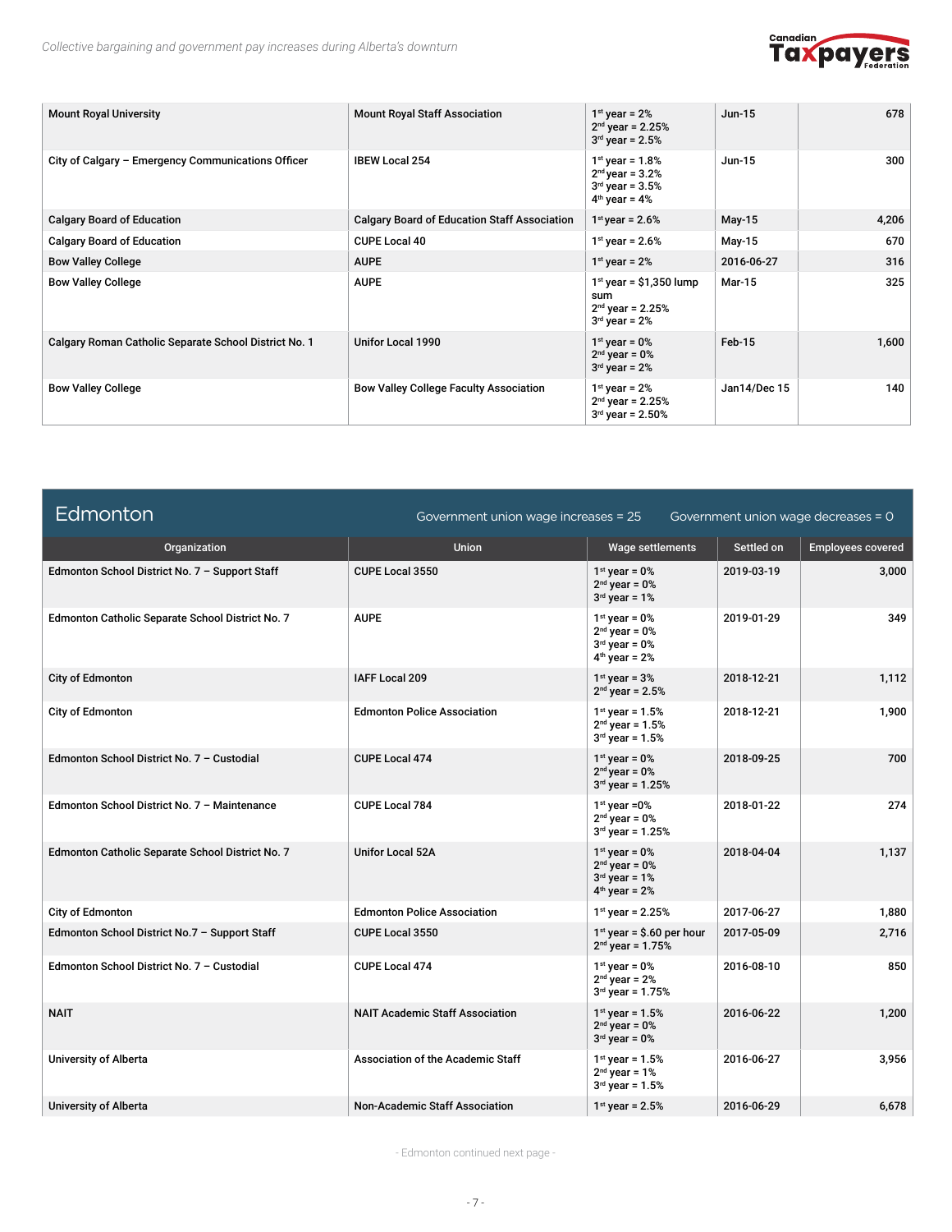| Mount Royal University | Mount Royal Staff Association | 1st year = 2%<br>2nd year = 2.25%<br>3rd year = 2.5% | Jun-15 | 678 |
|---|---|---|---|---|
| City of Calgary – Emergency Communications Officer | IBEW Local 254 | 1st year = 1.8%<br>2nd year = 3.2%<br>3rd year = 3.5%<br>4th year = 4% | Jun-15 | 300 |
| Calgary Board of Education | Calgary Board of Education Staff Association | 1st year = 2.6% | May-15 | 4,206 |
| Calgary Board of Education | CUPE Local 40 | 1st year = 2.6% | May-15 | 670 |
| Bow Valley College | AUPE | 1st year = 2% | 2016-06-27 | 316 |
| Bow Valley College | AUPE | 1st year = $1,350 lump sum<br>2nd year = 2.25%<br>3rd year = 2% | Mar-15 | 325 |
| Calgary Roman Catholic Separate School District No. 1 | Unifor Local 1990 | 1st year = 0%<br>2nd year = 0%<br>3rd year = 2% | Feb-15 | 1,600 |
| Bow Valley College | Bow Valley College Faculty Association | 1st year = 2%<br>2nd year = 2.25%<br>3rd year = 2.50% | Jan14/Dec 15 | 140 |

## Edmonton

Government union wage increases = 25 Government union wage decreases = 0

| Organization | Union | Wage settlements | Settled on | Employees covered |
|---|---|---|---|---|
| Edmonton School District No. 7 – Support Staff | CUPE Local 3550 | 1st year = 0%<br>2nd year = 0%<br>3rd year = 1% | 2019-03-19 | 3,000 |
| Edmonton Catholic Separate School District No. 7 | AUPE | 1st year = 0%<br>2nd year = 0%<br>3rd year = 0%<br>4th year = 2% | 2019-01-29 | 349 |
| City of Edmonton | IAFF Local 209 | 1st year = 3%<br>2nd year = 2.5% | 2018-12-21 | 1,112 |
| City of Edmonton | Edmonton Police Association | 1st year = 1.5%<br>2nd year = 1.5%<br>3rd year = 1.5% | 2018-12-21 | 1,900 |
| Edmonton School District No. 7 – Custodial | CUPE Local 474 | 1st year = 0%<br>2nd year = 0%<br>3rd year = 1.25% | 2018-09-25 | 700 |
| Edmonton School District No. 7 – Maintenance | CUPE Local 784 | 1st year =0%<br>2nd year = 0%<br>3rd year = 1.25% | 2018-01-22 | 274 |
| Edmonton Catholic Separate School District No. 7 | Unifor Local 52A | 1st year = 0%<br>2nd year = 0%<br>3rd year = 1%<br>4th year = 2% | 2018-04-04 | 1,137 |
| City of Edmonton | Edmonton Police Association | 1st year = 2.25% | 2017-06-27 | 1,880 |
| Edmonton School District No.7 – Support Staff | CUPE Local 3550 | 1st year = $.60 per hour<br>2nd year = 1.75% | 2017-05-09 | 2,716 |
| Edmonton School District No. 7 – Custodial | CUPE Local 474 | 1st year = 0%<br>2nd year = 2%<br>3rd year = 1.75% | 2016-08-10 | 850 |
| NAIT | NAIT Academic Staff Association | 1st year = 1.5%<br>2nd year = 0%<br>3rd year = 0% | 2016-06-22 | 1,200 |
| University of Alberta | Association of the Academic Staff | 1st year = 1.5%<br>2nd year = 1%<br>3rd year = 1.5% | 2016-06-27 | 3,956 |
| University of Alberta | Non-Academic Staff Association | 1st year = 2.5% | 2016-06-29 | 6,678 |

- Edmonton continued next page -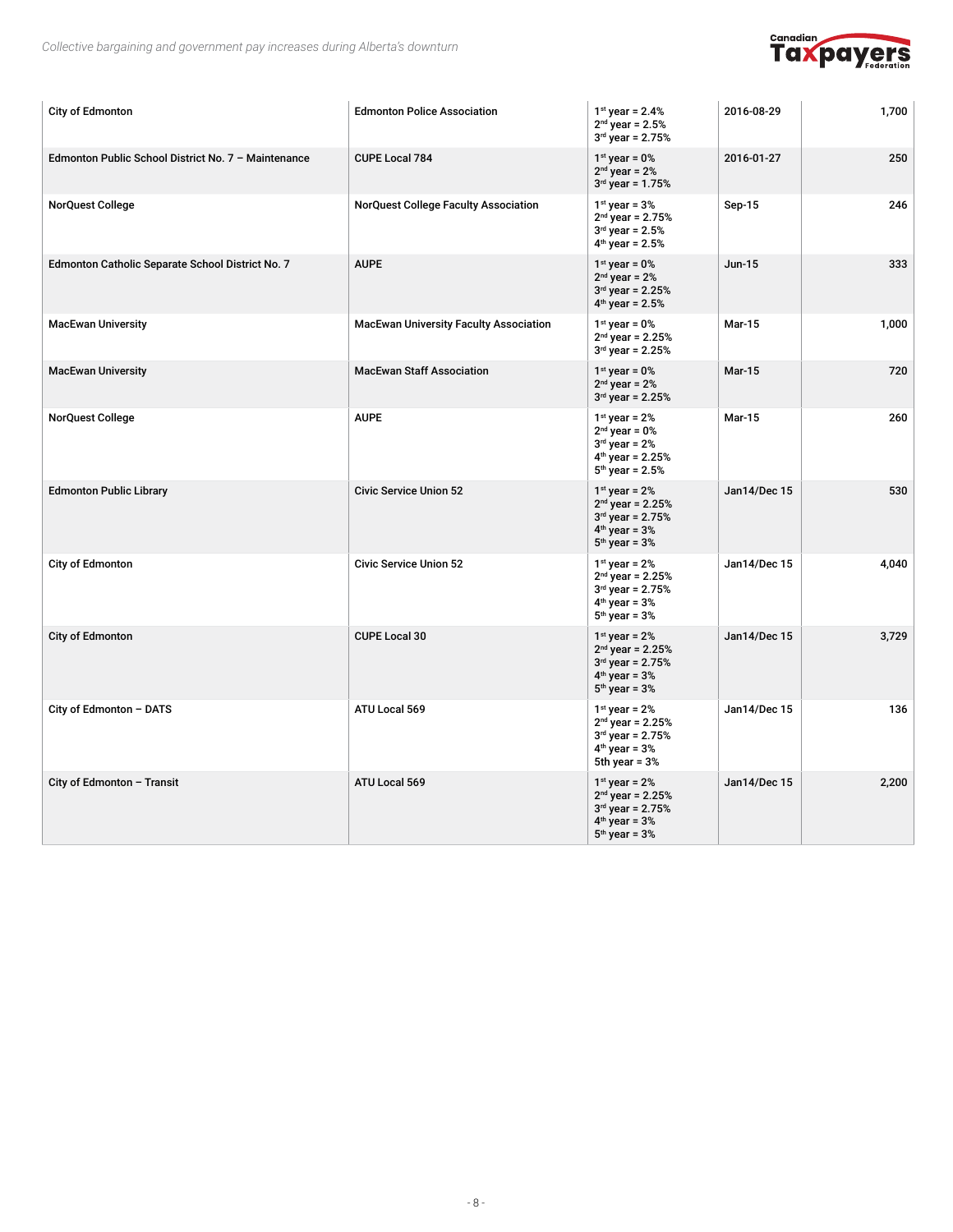| | | | | |
|---|---|---|---|---|
| City of Edmonton | Edmonton Police Association | 1st year = 2.4%<br>2nd year = 2.5%<br>3rd year = 2.75% | 2016-08-29 | 1,700 |
| Edmonton Public School District No. 7 – Maintenance | CUPE Local 784 | 1st year = 0%<br>2nd year = 2%<br>3rd year = 1.75% | 2016-01-27 | 250 |
| NorQuest College | NorQuest College Faculty Association | 1st year = 3%<br>2nd year = 2.75%<br>3rd year = 2.5%<br>4th year = 2.5% | Sep-15 | 246 |
| Edmonton Catholic Separate School District No. 7 | AUPE | 1st year = 0%<br>2nd year = 2%<br>3rd year = 2.25%<br>4th year = 2.5% | Jun-15 | 333 |
| MacEwan University | MacEwan University Faculty Association | 1st year = 0%<br>2nd year = 2.25%<br>3rd year = 2.25% | Mar-15 | 1,000 |
| MacEwan University | MacEwan Staff Association | 1st year = 0%<br>2nd year = 2%<br>3rd year = 2.25% | Mar-15 | 720 |
| NorQuest College | AUPE | 1st year = 2%<br>2nd year = 0%<br>3rd year = 2%<br>4th year = 2.25%<br>5th year = 2.5% | Mar-15 | 260 |
| Edmonton Public Library | Civic Service Union 52 | 1st year = 2%<br>2nd year = 2.25%<br>3rd year = 2.75%<br>4th year = 3%<br>5th year = 3% | Jan14/Dec 15 | 530 |
| City of Edmonton | Civic Service Union 52 | 1st year = 2%<br>2nd year = 2.25%<br>3rd year = 2.75%<br>4th year = 3%<br>5th year = 3% | Jan14/Dec 15 | 4,040 |
| City of Edmonton | CUPE Local 30 | 1st year = 2%<br>2nd year = 2.25%<br>3rd year = 2.75%<br>4th year = 3%<br>5th year = 3% | Jan14/Dec 15 | 3,729 |
| City of Edmonton – DATS | ATU Local 569 | 1st year = 2%<br>2nd year = 2.25%<br>3rd year = 2.75%<br>4th year = 3%<br>5th year = 3% | Jan14/Dec 15 | 136 |
| City of Edmonton – Transit | ATU Local 569 | 1st year = 2%<br>2nd year = 2.25%<br>3rd year = 2.75%<br>4th year = 3%<br>5th year = 3% | Jan14/Dec 15 | 2,200 |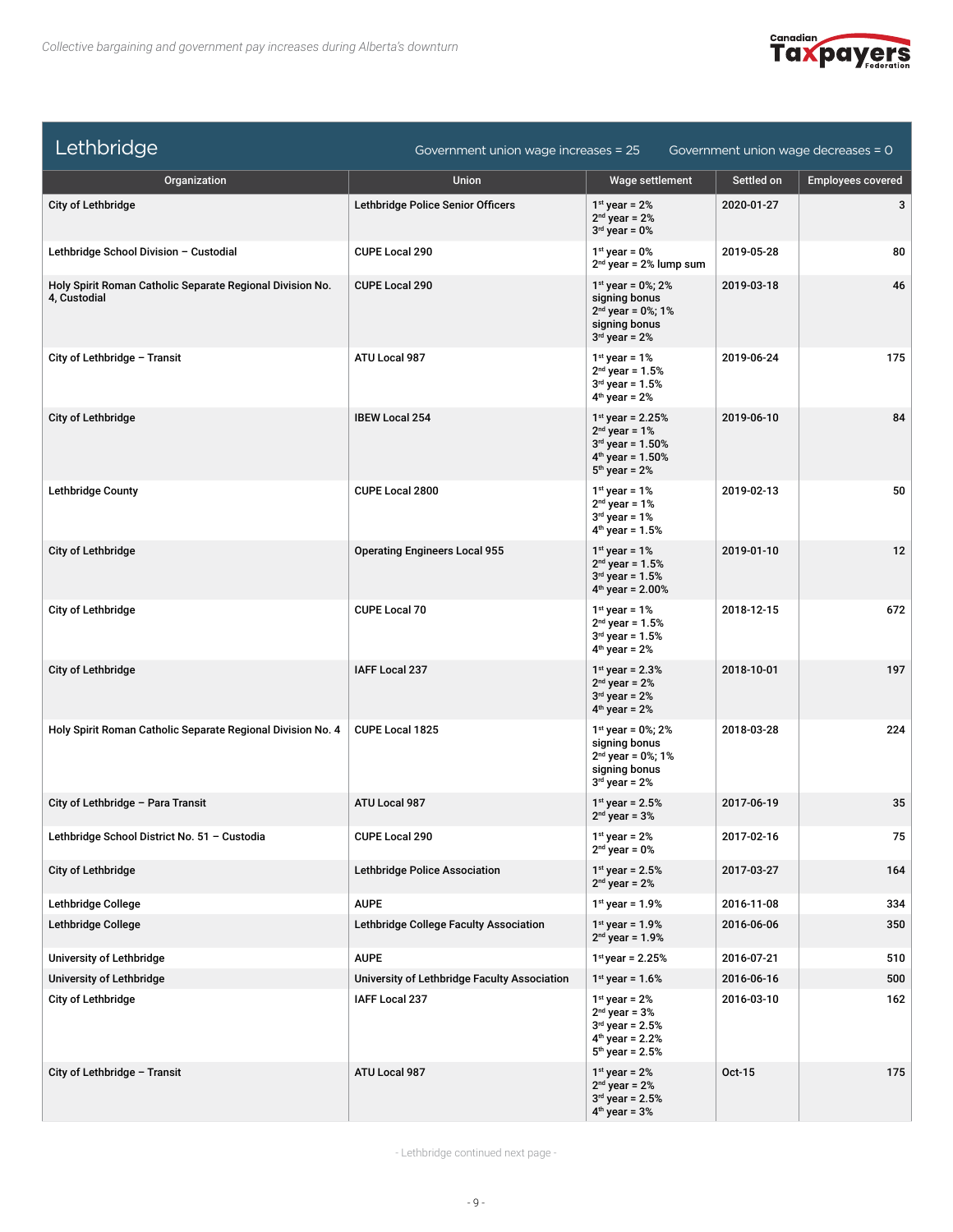## Lethbridge

Government union wage increases = 25 Government union wage decreases = 0

| Organization | Union | Wage settlement | Settled on | Employees covered |
|---|---|---|---|---|
| City of Lethbridge | Lethbridge Police Senior Officers | 1st year = 2%<br>2nd year = 2%<br>3rd year = 0% | 2020-01-27 | 3 |
| Lethbridge School Division – Custodial | CUPE Local 290 | 1st year = 0%<br>2nd year = 2% lump sum | 2019-05-28 | 80 |
| Holy Spirit Roman Catholic Separate Regional Division No. 4, Custodial | CUPE Local 290 | 1st year = 0%; 2% signing bonus<br>2nd year = 0%; 1% signing bonus<br>3rd year = 2% | 2019-03-18 | 46 |
| City of Lethbridge – Transit | ATU Local 987 | 1st year = 1%<br>2nd year = 1.5%<br>3rd year = 1.5%<br>4th year = 2% | 2019-06-24 | 175 |
| City of Lethbridge | IBEW Local 254 | 1st year = 2.25%<br>2nd year = 1%<br>3rd year = 1.50%<br>4th year = 1.50%<br>5th year = 2% | 2019-06-10 | 84 |
| Lethbridge County | CUPE Local 2800 | 1st year = 1%<br>2nd year = 1%<br>3rd year = 1%<br>4th year = 1.5% | 2019-02-13 | 50 |
| City of Lethbridge | Operating Engineers Local 955 | 1st year = 1%<br>2nd year = 1.5%<br>3rd year = 1.5%<br>4th year = 2.00% | 2019-01-10 | 12 |
| City of Lethbridge | CUPE Local 70 | 1st year = 1%<br>2nd year = 1.5%<br>3rd year = 1.5%<br>4th year = 2% | 2018-12-15 | 672 |
| City of Lethbridge | IAFF Local 237 | 1st year = 2.3%<br>2nd year = 2%<br>3rd year = 2%<br>4th year = 2% | 2018-10-01 | 197 |
| Holy Spirit Roman Catholic Separate Regional Division No. 4 | CUPE Local 1825 | 1st year = 0%; 2% signing bonus<br>2nd year = 0%; 1% signing bonus<br>3rd year = 2% | 2018-03-28 | 224 |
| City of Lethbridge – Para Transit | ATU Local 987 | 1st year = 2.5%<br>2nd year = 3% | 2017-06-19 | 35 |
| Lethbridge School District No. 51 – Custodia | CUPE Local 290 | 1st year = 2%<br>2nd year = 0% | 2017-02-16 | 75 |
| City of Lethbridge | Lethbridge Police Association | 1st year = 2.5%<br>2nd year = 2% | 2017-03-27 | 164 |
| Lethbridge College | AUPE | 1st year = 1.9% | 2016-11-08 | 334 |
| Lethbridge College | Lethbridge College Faculty Association | 1st year = 1.9%<br>2nd year = 1.9% | 2016-06-06 | 350 |
| University of Lethbridge | AUPE | 1st year = 2.25% | 2016-07-21 | 510 |
| University of Lethbridge | University of Lethbridge Faculty Association | 1st year = 1.6% | 2016-06-16 | 500 |
| City of Lethbridge | IAFF Local 237 | 1st year = 2%<br>2nd year = 3%<br>3rd year = 2.5%<br>4th year = 2.2%<br>5th year = 2.5% | 2016-03-10 | 162 |
| City of Lethbridge – Transit | ATU Local 987 | 1st year = 2%<br>2nd year = 2%<br>3rd year = 2.5%<br>4th year = 3% | Oct-15 | 175 |

- Lethbridge continued next page -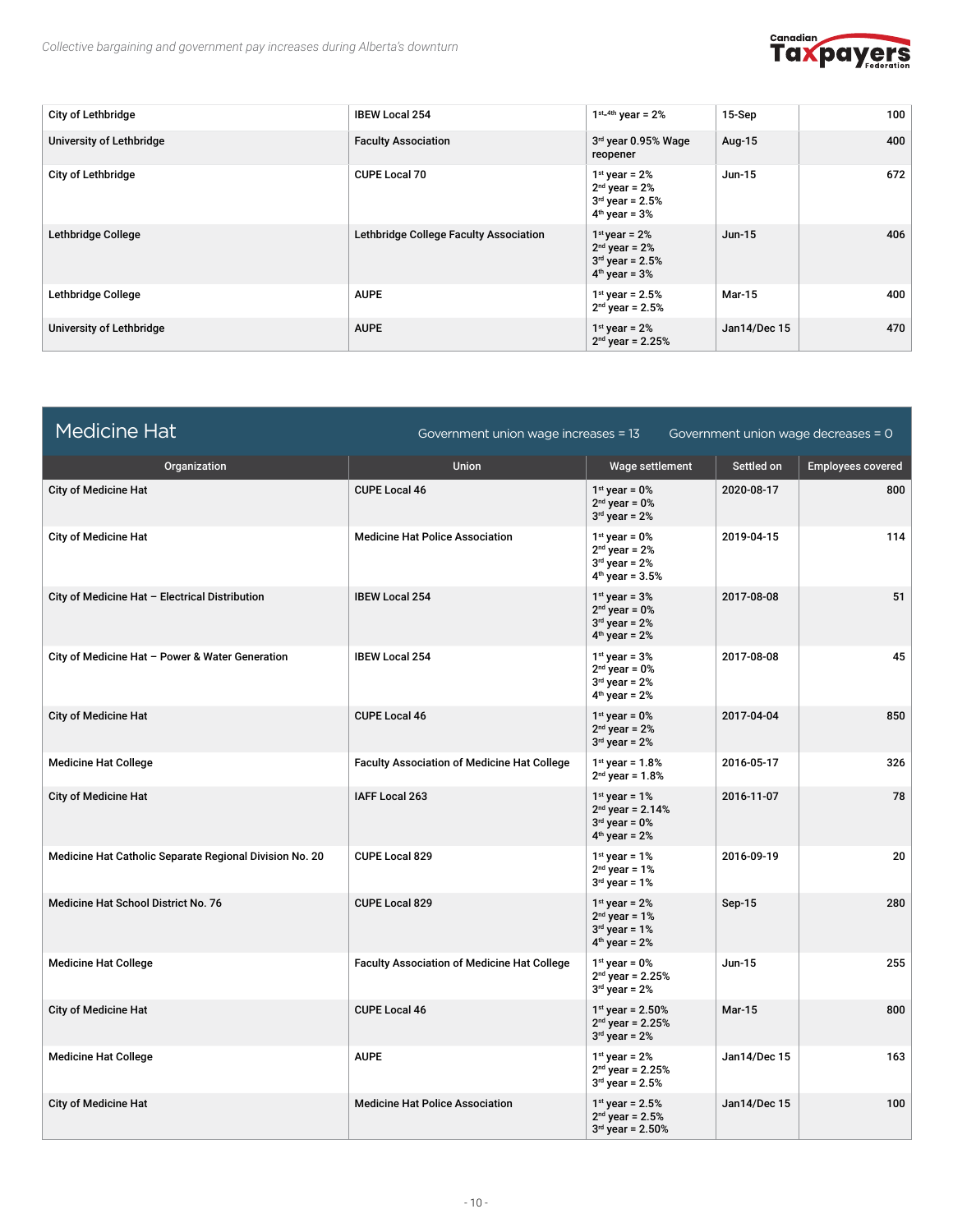| City of Lethbridge | IBEW Local 254 | 1st-4th year = 2% | 15-Sep | 100 |
|---|---|---|---|---|
| University of Lethbridge | Faculty Association | 3rd year 0.95% Wage reopener | Aug-15 | 400 |
| City of Lethbridge | CUPE Local 70 | 1st year = 2%<br>2nd year = 2%<br>3rd year = 2.5%<br>4th year = 3% | Jun-15 | 672 |
| Lethbridge College | Lethbridge College Faculty Association | 1st year = 2%<br>2nd year = 2%<br>3rd year = 2.5%<br>4th year = 3% | Jun-15 | 406 |
| Lethbridge College | AUPE | 1st year = 2.5%<br>2nd year = 2.5% | Mar-15 | 400 |
| University of Lethbridge | AUPE | 1st year = 2%<br>2nd year = 2.25% | Jan14/Dec 15 | 470 |

## Medicine Hat

Government union wage increases = 13 Government union wage decreases = 0

| Organization | Union | Wage settlement | Settled on | Employees covered |
|---|---|---|---|---|
| City of Medicine Hat | CUPE Local 46 | 1st year = 0%<br>2nd year = 0%<br>3rd year = 2% | 2020-08-17 | 800 |
| City of Medicine Hat | Medicine Hat Police Association | 1st year = 0%<br>2nd year = 2%<br>3rd year = 2%<br>4th year = 3.5% | 2019-04-15 | 114 |
| City of Medicine Hat – Electrical Distribution | IBEW Local 254 | 1st year = 3%<br>2nd year = 0%<br>3rd year = 2%<br>4th year = 2% | 2017-08-08 | 51 |
| City of Medicine Hat – Power & Water Generation | IBEW Local 254 | 1st year = 3%<br>2nd year = 0%<br>3rd year = 2%<br>4th year = 2% | 2017-08-08 | 45 |
| City of Medicine Hat | CUPE Local 46 | 1st year = 0%<br>2nd year = 2%<br>3rd year = 2% | 2017-04-04 | 850 |
| Medicine Hat College | Faculty Association of Medicine Hat College | 1st year = 1.8%<br>2nd year = 1.8% | 2016-05-17 | 326 |
| City of Medicine Hat | IAFF Local 263 | 1st year = 1%<br>2nd year = 2.14%<br>3rd year = 0%<br>4th year = 2% | 2016-11-07 | 78 |
| Medicine Hat Catholic Separate Regional Division No. 20 | CUPE Local 829 | 1st year = 1%<br>2nd year = 1%<br>3rd year = 1% | 2016-09-19 | 20 |
| Medicine Hat School District No. 76 | CUPE Local 829 | 1st year = 2%<br>2nd year = 1%<br>3rd year = 1%<br>4th year = 2% | Sep-15 | 280 |
| Medicine Hat College | Faculty Association of Medicine Hat College | 1st year = 0%<br>2nd year = 2.25%<br>3rd year = 2% | Jun-15 | 255 |
| City of Medicine Hat | CUPE Local 46 | 1st year = 2.50%<br>2nd year = 2.25%<br>3rd year = 2% | Mar-15 | 800 |
| Medicine Hat College | AUPE | 1st year = 2%<br>2nd year = 2.25%<br>3rd year = 2.5% | Jan14/Dec 15 | 163 |
| City of Medicine Hat | Medicine Hat Police Association | 1st year = 2.5%<br>2nd year = 2.5%<br>3rd year = 2.50% | Jan14/Dec 15 | 100 |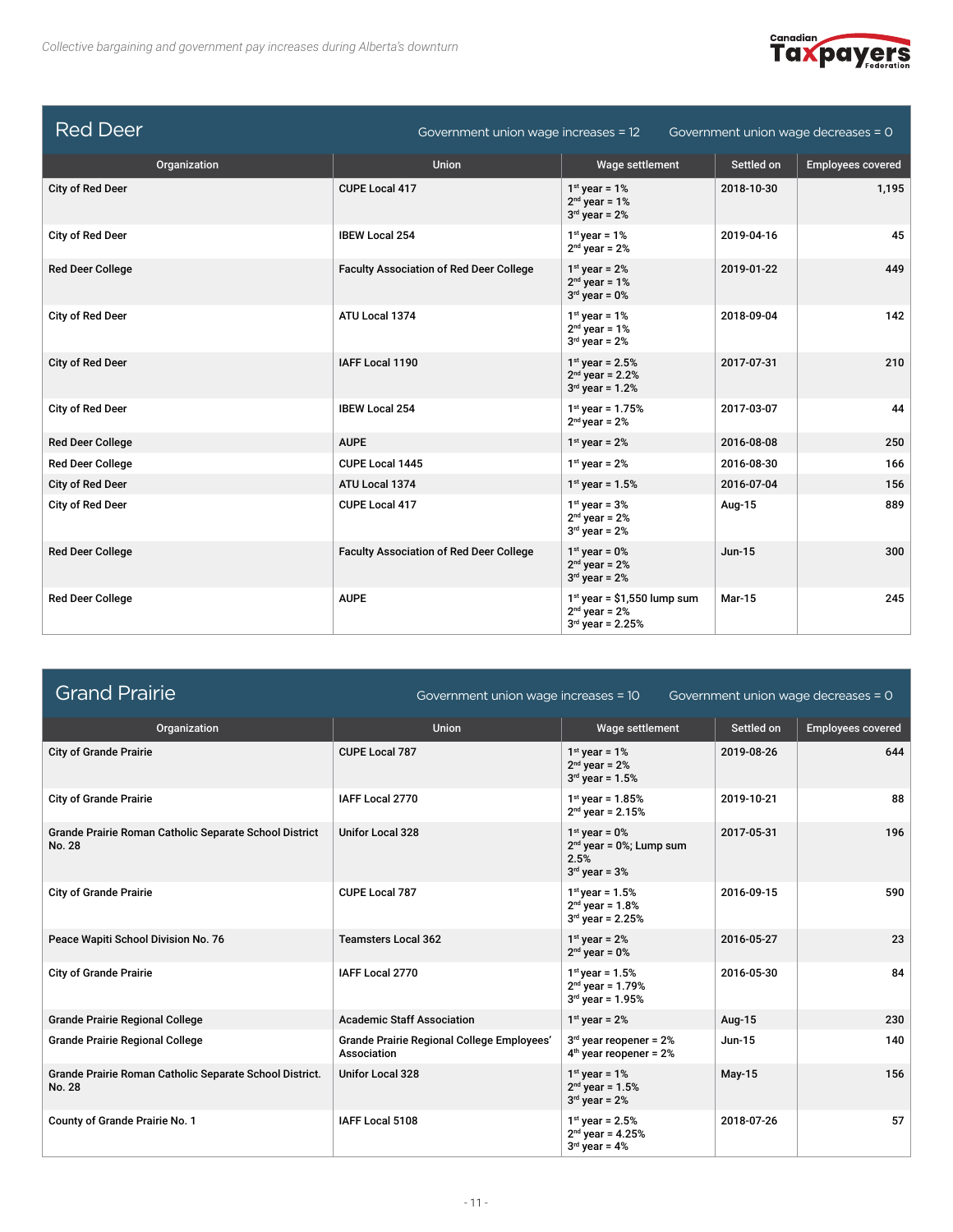## Red Deer

Government union wage increases = 12 Government union wage decreases = 0

| Organization | Union | Wage settlement | Settled on | Employees covered |
|---|---|---|---|---|
| City of Red Deer | CUPE Local 417 | 1st year = 1%<br>2nd year = 1%<br>3rd year = 2% | 2018-10-30 | 1,195 |
| City of Red Deer | IBEW Local 254 | 1st year = 1%<br>2nd year = 2% | 2019-04-16 | 45 |
| Red Deer College | Faculty Association of Red Deer College | 1st year = 2%<br>2nd year = 1%<br>3rd year = 0% | 2019-01-22 | 449 |
| City of Red Deer | ATU Local 1374 | 1st year = 1%<br>2nd year = 1%<br>3rd year = 2% | 2018-09-04 | 142 |
| City of Red Deer | IAFF Local 1190 | 1st year = 2.5%<br>2nd year = 2.2%<br>3rd year = 1.2% | 2017-07-31 | 210 |
| City of Red Deer | IBEW Local 254 | 1st year = 1.75%<br>2nd year = 2% | 2017-03-07 | 44 |
| Red Deer College | AUPE | 1st year = 2% | 2016-08-08 | 250 |
| Red Deer College | CUPE Local 1445 | 1st year = 2% | 2016-08-30 | 166 |
| City of Red Deer | ATU Local 1374 | 1st year = 1.5% | 2016-07-04 | 156 |
| City of Red Deer | CUPE Local 417 | 1st year = 3%<br>2nd year = 2%<br>3rd year = 2% | Aug-15 | 889 |
| Red Deer College | Faculty Association of Red Deer College | 1st year = 0%<br>2nd year = 2%<br>3rd year = 2% | Jun-15 | 300 |
| Red Deer College | AUPE | 1st year = $1,550 lump sum<br>2nd year = 2%<br>3rd year = 2.25% | Mar-15 | 245 |

## Grand Prairie

Government union wage increases = 10 Government union wage decreases = 0

| Organization | Union | Wage settlement | Settled on | Employees covered |
|---|---|---|---|---|
| City of Grande Prairie | CUPE Local 787 | 1st year = 1%<br>2nd year = 2%<br>3rd year = 1.5% | 2019-08-26 | 644 |
| City of Grande Prairie | IAFF Local 2770 | 1st year = 1.85%<br>2nd year = 2.15% | 2019-10-21 | 88 |
| Grande Prairie Roman Catholic Separate School District No. 28 | Unifor Local 328 | 1st year = 0%<br>2nd year = 0%; Lump sum 2.5%<br>3rd year = 3% | 2017-05-31 | 196 |
| City of Grande Prairie | CUPE Local 787 | 1st year = 1.5%<br>2nd year = 1.8%<br>3rd year = 2.25% | 2016-09-15 | 590 |
| Peace Wapiti School Division No. 76 | Teamsters Local 362 | 1st year = 2%<br>2nd year = 0% | 2016-05-27 | 23 |
| City of Grande Prairie | IAFF Local 2770 | 1st year = 1.5%<br>2nd year = 1.79%<br>3rd year = 1.95% | 2016-05-30 | 84 |
| Grande Prairie Regional College | Academic Staff Association | 1st year = 2% | Aug-15 | 230 |
| Grande Prairie Regional College | Grande Prairie Regional College Employees' Association | 3rd year reopener = 2%<br>4th year reopener = 2% | Jun-15 | 140 |
| Grande Prairie Roman Catholic Separate School District. No. 28 | Unifor Local 328 | 1st year = 1%<br>2nd year = 1.5%<br>3rd year = 2% | May-15 | 156 |
| County of Grande Prairie No. 1 | IAFF Local 5108 | 1st year = 2.5%<br>2nd year = 4.25%<br>3rd year = 4% | 2018-07-26 | 57 |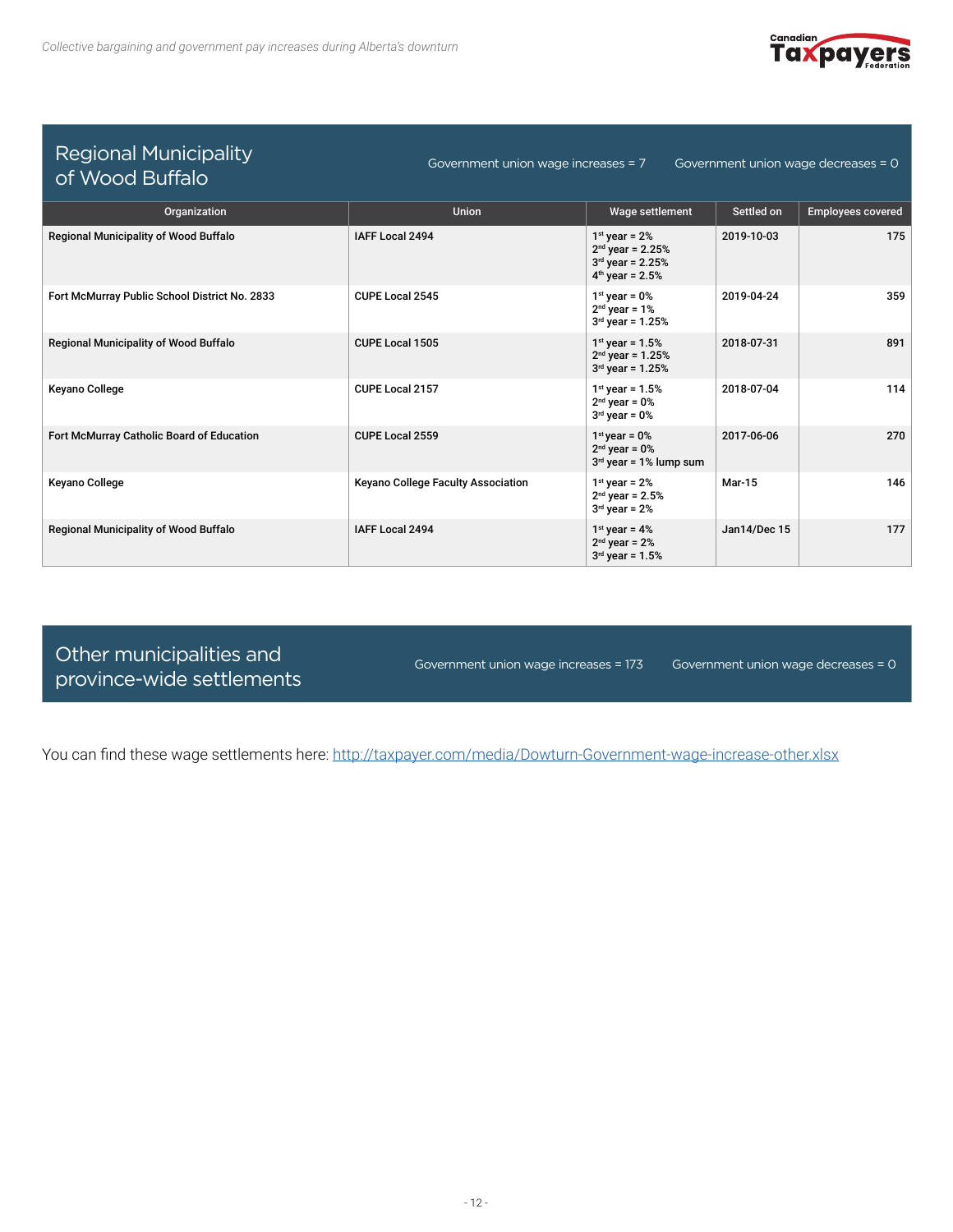## Regional Municipality of Wood Buffalo

Government union wage increases = 7

Government union wage decreases = 0

| Organization | Union | Wage settlement | Settled on | Employees covered |
|---|---|---|---|---|
| Regional Municipality of Wood Buffalo | IAFF Local 2494 | 1st year = 2%<br>2nd year = 2.25%<br>3rd year = 2.25%<br>4th year = 2.5% | 2019-10-03 | 175 |
| Fort McMurray Public School District No. 2833 | CUPE Local 2545 | 1st year = 0%<br>2nd year = 1%<br>3rd year = 1.25% | 2019-04-24 | 359 |
| Regional Municipality of Wood Buffalo | CUPE Local 1505 | 1st year = 1.5%<br>2nd year = 1.25%<br>3rd year = 1.25% | 2018-07-31 | 891 |
| Keyano College | CUPE Local 2157 | 1st year = 1.5%<br>2nd year = 0%<br>3rd year = 0% | 2018-07-04 | 114 |
| Fort McMurray Catholic Board of Education | CUPE Local 2559 | 1st year = 0%<br>2nd year = 0%<br>3rd year = 1% lump sum | 2017-06-06 | 270 |
| Keyano College | Keyano College Faculty Association | 1st year = 2%<br>2nd year = 2.5%<br>3rd year = 2% | Mar-15 | 146 |
| Regional Municipality of Wood Buffalo | IAFF Local 2494 | 1st year = 4%<br>2nd year = 2%<br>3rd year = 1.5% | Jan14/Dec 15 | 177 |

## Other municipalities and province-wide settlements

Government union wage increases = 173

Government union wage decreases = 0

You can find these wage settlements here: http://taxpayer.com/media/Dowturn-Government-wage-increase-other.xlsx